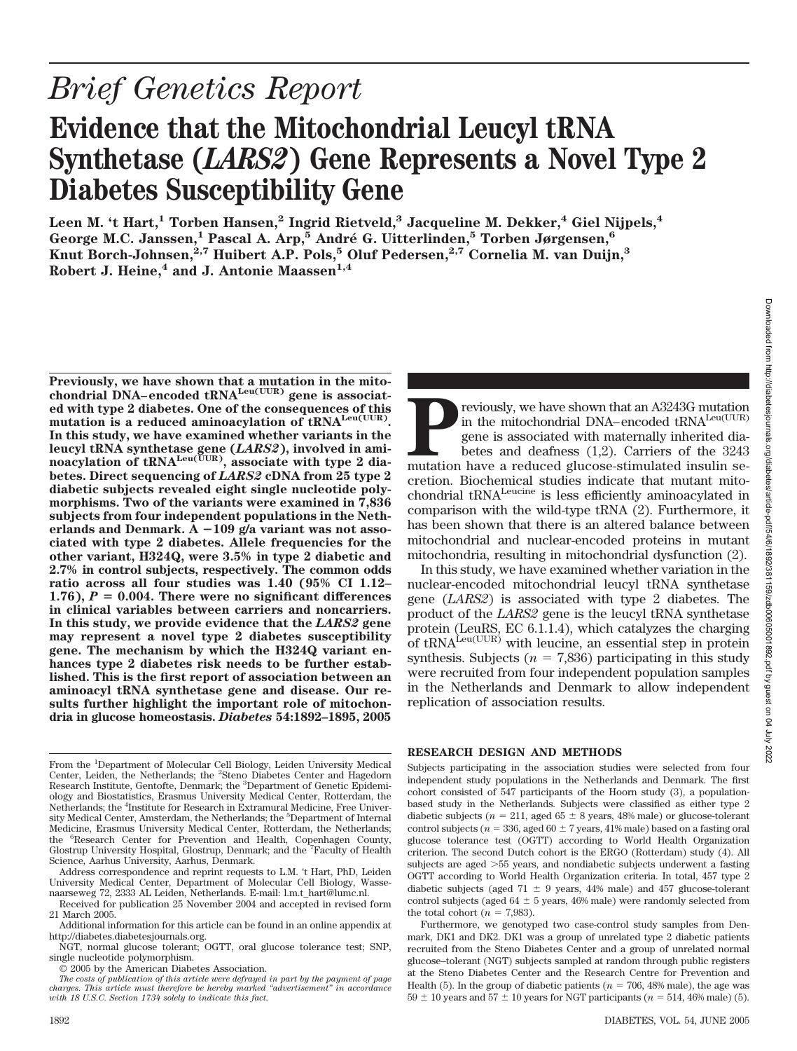*Brief Genetics Report*

# Evidence that the Mitochondrial Leucyl tRNA Synthetase (*LARS2*) Gene Represents a Novel Type 2 Diabetes Susceptibility Gene

**Leen M. 't Hart,[1] Torben Hansen,[2] Ingrid Rietveld,[3] Jacqueline M. Dekker,[4] Giel Nijpels,[4] George M.C. Janssen,[1] Pascal A. Arp,[5] André G. Uitterlinden,[5] Torben Jørgensen,[6] Knut Borch-Johnsen,[2,7] Huibert A.P. Pols,[5] Oluf Pedersen,[2,7] Cornelia M. van Duijn,[3] Robert J. Heine,[4] and J. Antonie Maassen[1,4]**

**Previously, we have shown that a mutation in the mitochondrial DNA–encoded $tRNA^{Leu(UUR)}$ gene is associated with type 2 diabetes. One of the consequences of this mutation is a reduced aminoacylation of $tRNA^{Leu(UUR)}$. In this study, we have examined whether variants in the leucyl tRNA synthetase gene (*LARS2*), involved in aminoacylation of $tRNA^{Leu(UUR)}$, associate with type 2 diabetes. Direct sequencing of *LARS2* cDNA from 25 type 2 diabetic subjects revealed eight single nucleotide polymorphisms. Two of the variants were examined in 7,836 subjects from four independent populations in the Netherlands and Denmark. A −109 g/a variant was not associated with type 2 diabetes. Allele frequencies for the other variant, H324Q, were 3.5% in type 2 diabetic and 2.7% in control subjects, respectively. The common odds ratio across all four studies was 1.40 (95% CI 1.12–1.76), $P = 0.004$. There were no significant differences in clinical variables between carriers and noncarriers. In this study, we provide evidence that the *LARS2* gene may represent a novel type 2 diabetes susceptibility gene. The mechanism by which the H324Q variant enhances type 2 diabetes risk needs to be further established. This is the first report of association between an aminoacyl tRNA synthetase gene and disease. Our results further highlight the important role of mitochondria in glucose homeostasis.** ***Diabetes* 54:1892–1895, 2005**

From the [1]Department of Molecular Cell Biology, Leiden University Medical Center, Leiden, the Netherlands; the [2]Steno Diabetes Center and Hagedorn Research Institute, Gentofte, Denmark; the [3]Department of Genetic Epidemiology and Biostatistics, Erasmus University Medical Center, Rotterdam, the Netherlands; the [4]Institute for Research in Extramural Medicine, Free University Medical Center, Amsterdam, the Netherlands; the [5]Department of Internal Medicine, Erasmus University Medical Center, Rotterdam, the Netherlands; the [6]Research Center for Prevention and Health, Copenhagen County, Glostrup University Hospital, Glostrup, Denmark; and the [7]Faculty of Health Science, Aarhus University, Aarhus, Denmark.

Address correspondence and reprint requests to L.M. 't Hart, PhD, Leiden University Medical Center, Department of Molecular Cell Biology, Wassenaarseweg 72, 2333 AL Leiden, Netherlands. E-mail: l.m.t_hart@lumc.nl.

Received for publication 25 November 2004 and accepted in revised form 21 March 2005.

Additional information for this article can be found in an online appendix at http://diabetes.diabetesjournals.org.

NGT, normal glucose tolerant; OGTT, oral glucose tolerance test; SNP, single nucleotide polymorphism.

© 2005 by the American Diabetes Association.

*The costs of publication of this article were defrayed in part by the payment of page charges. This article must therefore be hereby marked "advertisement" in accordance with 18 U.S.C. Section 1734 solely to indicate this fact.*

Previously, we have shown that an A3243G mutation in the mitochondrial DNA–encoded $tRNA^{Leu(UUR)}$ gene is associated with maternally inherited diabetes and deafness (1,2). Carriers of the 3243 mutation have a reduced glucose-stimulated insulin secretion. Biochemical studies indicate that mutant mitochondrial $tRNA^{Leucine}$ is less efficiently aminoacylated in comparison with the wild-type tRNA (2). Furthermore, it has been shown that there is an altered balance between mitochondrial and nuclear-encoded proteins in mutant mitochondria, resulting in mitochondrial dysfunction (2).

In this study, we have examined whether variation in the nuclear-encoded mitochondrial leucyl tRNA synthetase gene (*LARS2*) is associated with type 2 diabetes. The product of the *LARS2* gene is the leucyl tRNA synthetase protein (LeuRS, EC 6.1.1.4), which catalyzes the charging of $tRNA^{Leu(UUR)}$ with leucine, an essential step in protein synthesis. Subjects ($n = 7{,}836$) participating in this study were recruited from four independent population samples in the Netherlands and Denmark to allow independent replication of association results.

## RESEARCH DESIGN AND METHODS

Subjects participating in the association studies were selected from four independent study populations in the Netherlands and Denmark. The first cohort consisted of 547 participants of the Hoorn study (3), a population-based study in the Netherlands. Subjects were classified as either type 2 diabetic subjects ($n = 211$, aged $65 \pm 8$ years, 48% male) or glucose-tolerant control subjects ($n = 336$, aged $60 \pm 7$ years, 41% male) based on a fasting oral glucose tolerance test (OGTT) according to World Health Organization criterion. The second Dutch cohort is the ERGO (Rotterdam) study (4). All subjects are aged >55 years, and nondiabetic subjects underwent a fasting OGTT according to World Health Organization criteria. In total, 457 type 2 diabetic subjects (aged $71 \pm 9$ years, 44% male) and 457 glucose-tolerant control subjects (aged $64 \pm 5$ years, 46% male) were randomly selected from the total cohort ($n = 7{,}983$).

Furthermore, we genotyped two case-control study samples from Denmark, DK1 and DK2. DK1 was a group of unrelated type 2 diabetic patients recruited from the Steno Diabetes Center and a group of unrelated normal glucose–tolerant (NGT) subjects sampled at random through public registers at the Steno Diabetes Center and the Research Centre for Prevention and Health (5). In the group of diabetic patients ($n = 706$, 48% male), the age was $59 \pm 10$ years and $57 \pm 10$ years for NGT participants ($n = 514$, 46% male) (5).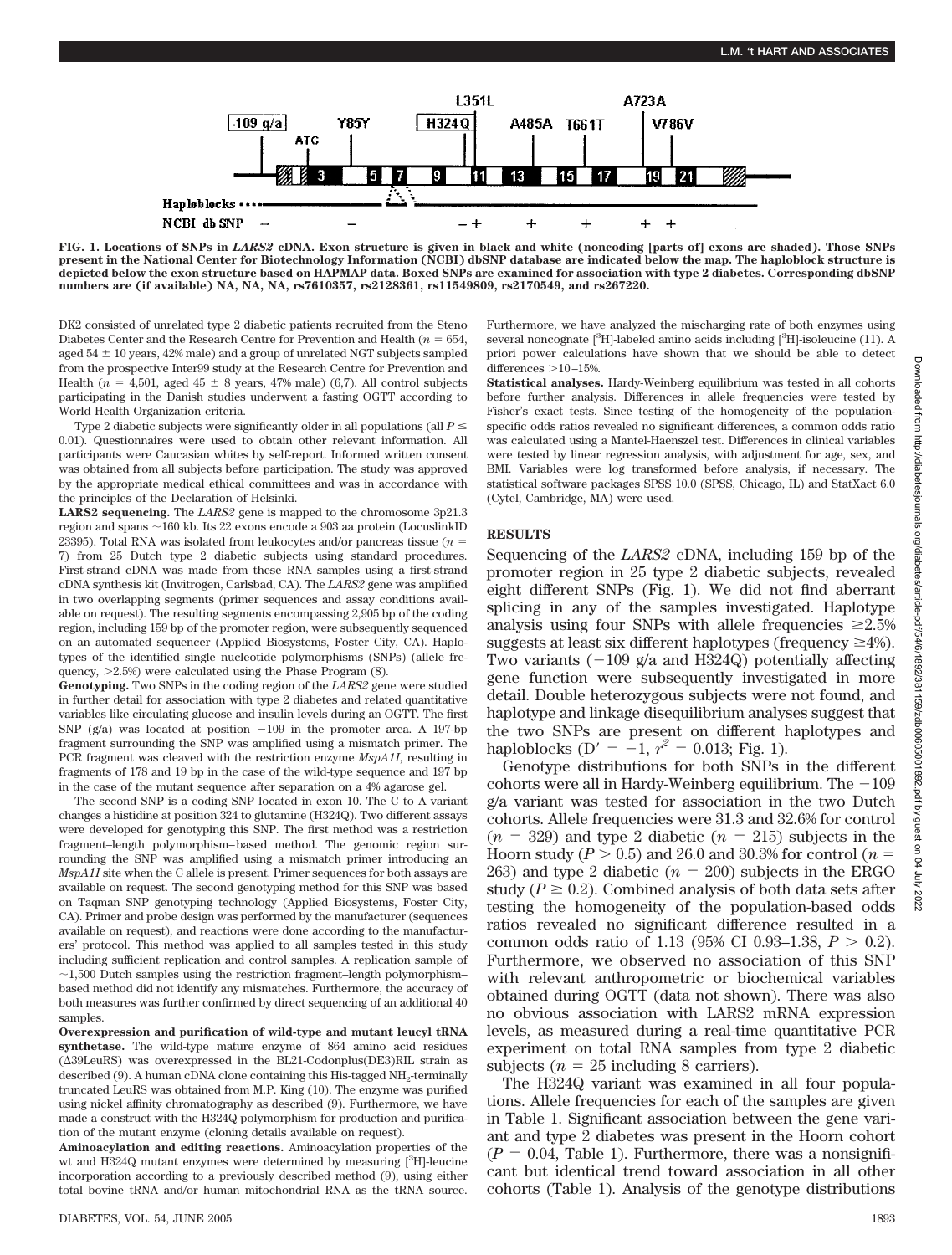FIG. 1. **Locations of SNPs in *LARS2* cDNA. Exon structure is given in black and white (noncoding [parts of] exons are shaded). Those SNPs present in the National Center for Biotechnology Information (NCBI) dbSNP database are indicated below the map. The haploblock structure is depicted below the exon structure based on HAPMAP data. Boxed SNPs are examined for association with type 2 diabetes. Corresponding dbSNP numbers are (if available) NA, NA, NA, rs7610357, rs2128361, rs11549809, rs2170549, and rs267220.**

DK2 consisted of unrelated type 2 diabetic patients recruited from the Steno Diabetes Center and the Research Centre for Prevention and Health ($n$ = 654, aged 54 ± 10 years, 42% male) and a group of unrelated NGT subjects sampled from the prospective Inter99 study at the Research Centre for Prevention and Health ($n$ = 4,501, aged 45 ± 8 years, 47% male) (6,7). All control subjects participating in the Danish studies underwent a fasting OGTT according to World Health Organization criteria.

Type 2 diabetic subjects were significantly older in all populations (all $P \leq 0.01$). Questionnaires were used to obtain other relevant information. All participants were Caucasian whites by self-report. Informed written consent was obtained from all subjects before participation. The study was approved by the appropriate medical ethical committees and was in accordance with the principles of the Declaration of Helsinki.

**LARS2 sequencing.** The *LARS2* gene is mapped to the chromosome 3p21.3 region and spans ~160 kb. Its 22 exons encode a 903 aa protein (LocuslinkID 23395). Total RNA was isolated from leukocytes and/or pancreas tissue ($n$ = 7) from 25 Dutch type 2 diabetic subjects using standard procedures. First-strand cDNA was made from these RNA samples using a first-strand cDNA synthesis kit (Invitrogen, Carlsbad, CA). The *LARS2* gene was amplified in two overlapping segments (primer sequences and assay conditions available on request). The resulting segments encompassing 2,905 bp of the coding region, including 159 bp of the promoter region, were subsequently sequenced on an automated sequencer (Applied Biosystems, Foster City, CA). Haplotypes of the identified single nucleotide polymorphisms (SNPs) (allele frequency, >2.5%) were calculated using the Phase Program (8).

**Genotyping.** Two SNPs in the coding region of the *LARS2* gene were studied in further detail for association with type 2 diabetes and related quantitative variables like circulating glucose and insulin levels during an OGTT. The first SNP (g/a) was located at position −109 in the promoter area. A 197-bp fragment surrounding the SNP was amplified using a mismatch primer. The PCR fragment was cleaved with the restriction enzyme *MspA1I*, resulting in fragments of 178 and 19 bp in the case of the wild-type sequence and 197 bp in the case of the mutant sequence after separation on a 4% agarose gel.

The second SNP is a coding SNP located in exon 10. The C to A variant changes a histidine at position 324 to glutamine (H324Q). Two different assays were developed for genotyping this SNP. The first method was a restriction fragment–length polymorphism–based method. The genomic region surrounding the SNP was amplified using a mismatch primer introducing an *MspA1I* site when the C allele is present. Primer sequences for both assays are available on request. The second genotyping method for this SNP was based on Taqman SNP genotyping technology (Applied Biosystems, Foster City, CA). Primer and probe design was performed by the manufacturer (sequences available on request), and reactions were done according to the manufacturers' protocol. This method was applied to all samples tested in this study including sufficient replication and control samples. A replication sample of ~1,500 Dutch samples using the restriction fragment–length polymorphism–based method did not identify any mismatches. Furthermore, the accuracy of both measures was further confirmed by direct sequencing of an additional 40 samples.

**Overexpression and purification of wild-type and mutant leucyl tRNA synthetase.** The wild-type mature enzyme of 864 amino acid residues (Δ39LeuRS) was overexpressed in the BL21-Codonplus(DE3)RIL strain as described (9). A human cDNA clone containing this His-tagged $NH_2$-terminally truncated LeuRS was obtained from M.P. King (10). The enzyme was purified using nickel affinity chromatography as described (9). Furthermore, we have made a construct with the H324Q polymorphism for production and purification of the mutant enzyme (cloning details available on request).

**Aminoacylation and editing reactions.** Aminoacylation properties of the wt and H324Q mutant enzymes were determined by measuring [$^3$H]-leucine incorporation according to a previously described method (9), using either total bovine tRNA and/or human mitochondrial RNA as the tRNA source. Furthermore, we have analyzed the mischarging rate of both enzymes using several noncognate [$^3$H]-labeled amino acids including [$^3$H]-isoleucine (11). A priori power calculations have shown that we should be able to detect differences >10–15%.

**Statistical analyses.** Hardy-Weinberg equilibrium was tested in all cohorts before further analysis. Differences in allele frequencies were tested by Fisher's exact tests. Since testing of the homogeneity of the population-specific odds ratios revealed no significant differences, a common odds ratio was calculated using a Mantel-Haenszel test. Differences in clinical variables were tested by linear regression analysis, with adjustment for age, sex, and BMI. Variables were log transformed before analysis, if necessary. The statistical software packages SPSS 10.0 (SPSS, Chicago, IL) and StatXact 6.0 (Cytel, Cambridge, MA) were used.

## RESULTS

Sequencing of the *LARS2* cDNA, including 159 bp of the promoter region in 25 type 2 diabetic subjects, revealed eight different SNPs (Fig. 1). We did not find aberrant splicing in any of the samples investigated. Haplotype analysis using four SNPs with allele frequencies ≥2.5% suggests at least six different haplotypes (frequency ≥4%). Two variants (−109 g/a and H324Q) potentially affecting gene function were subsequently investigated in more detail. Double heterozygous subjects were not found, and haplotype and linkage disequilibrium analyses suggest that the two SNPs are present on different haplotypes and haploblocks ($D' = -1$, $r^2 = 0.013$; Fig. 1).

Genotype distributions for both SNPs in the different cohorts were all in Hardy-Weinberg equilibrium. The −109 g/a variant was tested for association in the two Dutch cohorts. Allele frequencies were 31.3 and 32.6% for control ($n$ = 329) and type 2 diabetic ($n$ = 215) subjects in the Hoorn study ($P > 0.5$) and 26.0 and 30.3% for control ($n$ = 263) and type 2 diabetic ($n$ = 200) subjects in the ERGO study ($P \geq 0.2$). Combined analysis of both data sets after testing the homogeneity of the population-based odds ratios revealed no significant difference resulted in a common odds ratio of 1.13 (95% CI 0.93–1.38, $P > 0.2$). Furthermore, we observed no association of this SNP with relevant anthropometric or biochemical variables obtained during OGTT (data not shown). There was also no obvious association with LARS2 mRNA expression levels, as measured during a real-time quantitative PCR experiment on total RNA samples from type 2 diabetic subjects ($n$ = 25 including 8 carriers).

The H324Q variant was examined in all four populations. Allele frequencies for each of the samples are given in Table 1. Significant association between the gene variant and type 2 diabetes was present in the Hoorn cohort ($P = 0.04$, Table 1). Furthermore, there was a nonsignificant but identical trend toward association in all other cohorts (Table 1). Analysis of the genotype distributions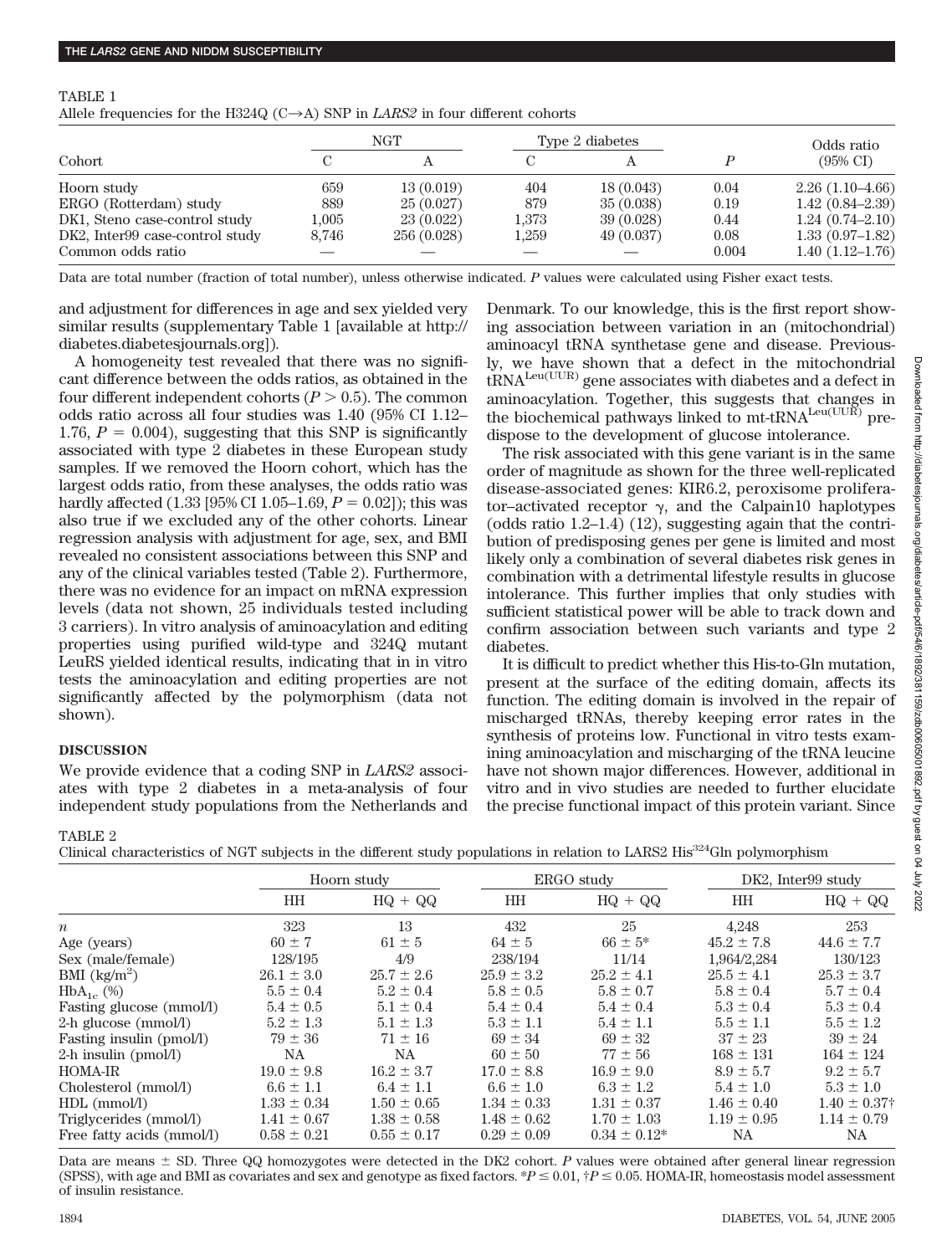TABLE 1
Allele frequencies for the H324Q (C→A) SNP in *LARS2* in four different cohorts

| Cohort | NGT | | Type 2 diabetes | | $P$ | Odds ratio (95% CI) |
|---|---|---|---|---|---|---|
| | C | A | C | A | | |
| Hoorn study | 659 | 13 (0.019) | 404 | 18 (0.043) | 0.04 | 2.26 (1.10–4.66) |
| ERGO (Rotterdam) study | 889 | 25 (0.027) | 879 | 35 (0.038) | 0.19 | 1.42 (0.84–2.39) |
| DK1, Steno case-control study | 1,005 | 23 (0.022) | 1,373 | 39 (0.028) | 0.44 | 1.24 (0.74–2.10) |
| DK2, Inter99 case-control study | 8,746 | 256 (0.028) | 1,259 | 49 (0.037) | 0.08 | 1.33 (0.97–1.82) |
| Common odds ratio | — | — | — | — | 0.004 | 1.40 (1.12–1.76) |

Data are total number (fraction of total number), unless otherwise indicated. $P$ values were calculated using Fisher exact tests.

and adjustment for differences in age and sex yielded very similar results (supplementary Table 1 [available at http://diabetes.diabetesjournals.org]).

A homogeneity test revealed that there was no significant difference between the odds ratios, as obtained in the four different independent cohorts ($P > 0.5$). The common odds ratio across all four studies was 1.40 (95% CI 1.12–1.76, $P = 0.004$), suggesting that this SNP is significantly associated with type 2 diabetes in these European study samples. If we removed the Hoorn cohort, which has the largest odds ratio, from these analyses, the odds ratio was hardly affected (1.33 [95% CI 1.05–1.69, $P = 0.02$]); this was also true if we excluded any of the other cohorts. Linear regression analysis with adjustment for age, sex, and BMI revealed no consistent associations between this SNP and any of the clinical variables tested (Table 2). Furthermore, there was no evidence for an impact on mRNA expression levels (data not shown, 25 individuals tested including 3 carriers). In vitro analysis of aminoacylation and editing properties using purified wild-type and 324Q mutant LeuRS yielded identical results, indicating that in in vitro tests the aminoacylation and editing properties are not significantly affected by the polymorphism (data not shown).

## DISCUSSION

We provide evidence that a coding SNP in *LARS2* associates with type 2 diabetes in a meta-analysis of four independent study populations from the Netherlands and Denmark. To our knowledge, this is the first report showing association between variation in an (mitochondrial) aminoacyl tRNA synthetase gene and disease. Previously, we have shown that a defect in the mitochondrial $tRNA^{Leu(UUR)}$ gene associates with diabetes and a defect in aminoacylation. Together, this suggests that changes in the biochemical pathways linked to mt-$tRNA^{Leu(UUR)}$ predispose to the development of glucose intolerance.

The risk associated with this gene variant is in the same order of magnitude as shown for the three well-replicated disease-associated genes: KIR6.2, peroxisome proliferator–activated receptor γ, and the Calpain10 haplotypes (odds ratio 1.2–1.4) (12), suggesting again that the contribution of predisposing genes per gene is limited and most likely only a combination of several diabetes risk genes in combination with a detrimental lifestyle results in glucose intolerance. This further implies that only studies with sufficient statistical power will be able to track down and confirm association between such variants and type 2 diabetes.

It is difficult to predict whether this His-to-Gln mutation, present at the surface of the editing domain, affects its function. The editing domain is involved in the repair of mischarged tRNAs, thereby keeping error rates in the synthesis of proteins low. Functional in vitro tests examining aminoacylation and mischarging of the tRNA leucine have not shown major differences. However, additional in vitro and in vivo studies are needed to further elucidate the precise functional impact of this protein variant. Since

TABLE 2
Clinical characteristics of NGT subjects in the different study populations in relation to LARS2 $His^{324}Gln$ polymorphism

| | Hoorn study | | ERGO study | | DK2, Inter99 study | |
|---|---|---|---|---|---|---|
| | HH | HQ + QQ | HH | HQ + QQ | HH | HQ + QQ |
| $n$ | 323 | 13 | 432 | 25 | 4,248 | 253 |
| Age (years) | 60 ± 7 | 61 ± 5 | 64 ± 5 | 66 ± 5* | 45.2 ± 7.8 | 44.6 ± 7.7 |
| Sex (male/female) | 128/195 | 4/9 | 238/194 | 11/14 | 1,964/2,284 | 130/123 |
| BMI (kg/m²) | 26.1 ± 3.0 | 25.7 ± 2.6 | 25.9 ± 3.2 | 25.2 ± 4.1 | 25.5 ± 4.1 | 25.3 ± 3.7 |
| $HbA_{1c}$ (%) | 5.5 ± 0.4 | 5.2 ± 0.4 | 5.8 ± 0.5 | 5.8 ± 0.4 | 5.8 ± 0.4 | 5.7 ± 0.4 |
| Fasting glucose (mmol/l) | 5.4 ± 0.5 | 5.1 ± 0.4 | 5.4 ± 0.4 | 5.4 ± 0.4 | 5.3 ± 0.4 | 5.3 ± 0.4 |
| 2-h glucose (mmol/l) | 5.2 ± 1.3 | 5.1 ± 1.3 | 5.3 ± 1.1 | 5.4 ± 1.1 | 5.5 ± 1.1 | 5.5 ± 1.2 |
| Fasting insulin (pmol/l) | 79 ± 36 | 71 ± 16 | 69 ± 34 | 69 ± 32 | 37 ± 23 | 39 ± 24 |
| 2-h insulin (pmol/l) | NA | NA | 60 ± 50 | 77 ± 56 | 168 ± 131 | 164 ± 124 |
| HOMA-IR | 19.0 ± 9.8 | 16.2 ± 3.7 | 17.0 ± 8.8 | 16.9 ± 9.0 | 8.9 ± 5.7 | 9.2 ± 5.7 |
| Cholesterol (mmol/l) | 6.6 ± 1.1 | 6.4 ± 1.1 | 6.6 ± 1.0 | 6.3 ± 1.2 | 5.4 ± 1.0 | 5.3 ± 1.0 |
| HDL (mmol/l) | 1.33 ± 0.34 | 1.50 ± 0.65 | 1.34 ± 0.33 | 1.31 ± 0.37 | 1.46 ± 0.40 | 1.40 ± 0.37† |
| Triglycerides (mmol/l) | 1.41 ± 0.67 | 1.38 ± 0.58 | 1.48 ± 0.62 | 1.70 ± 1.03 | 1.19 ± 0.95 | 1.14 ± 0.79 |
| Free fatty acids (mmol/l) | 0.58 ± 0.21 | 0.55 ± 0.17 | 0.29 ± 0.09 | 0.34 ± 0.12* | NA | NA |

Data are means ± SD. Three QQ homozygotes were detected in the DK2 cohort. $P$ values were obtained after general linear regression (SPSS), with age and BMI as covariates and sex and genotype as fixed factors. *$P \leq 0.01$, †$P \leq 0.05$. HOMA-IR, homeostasis model assessment of insulin resistance.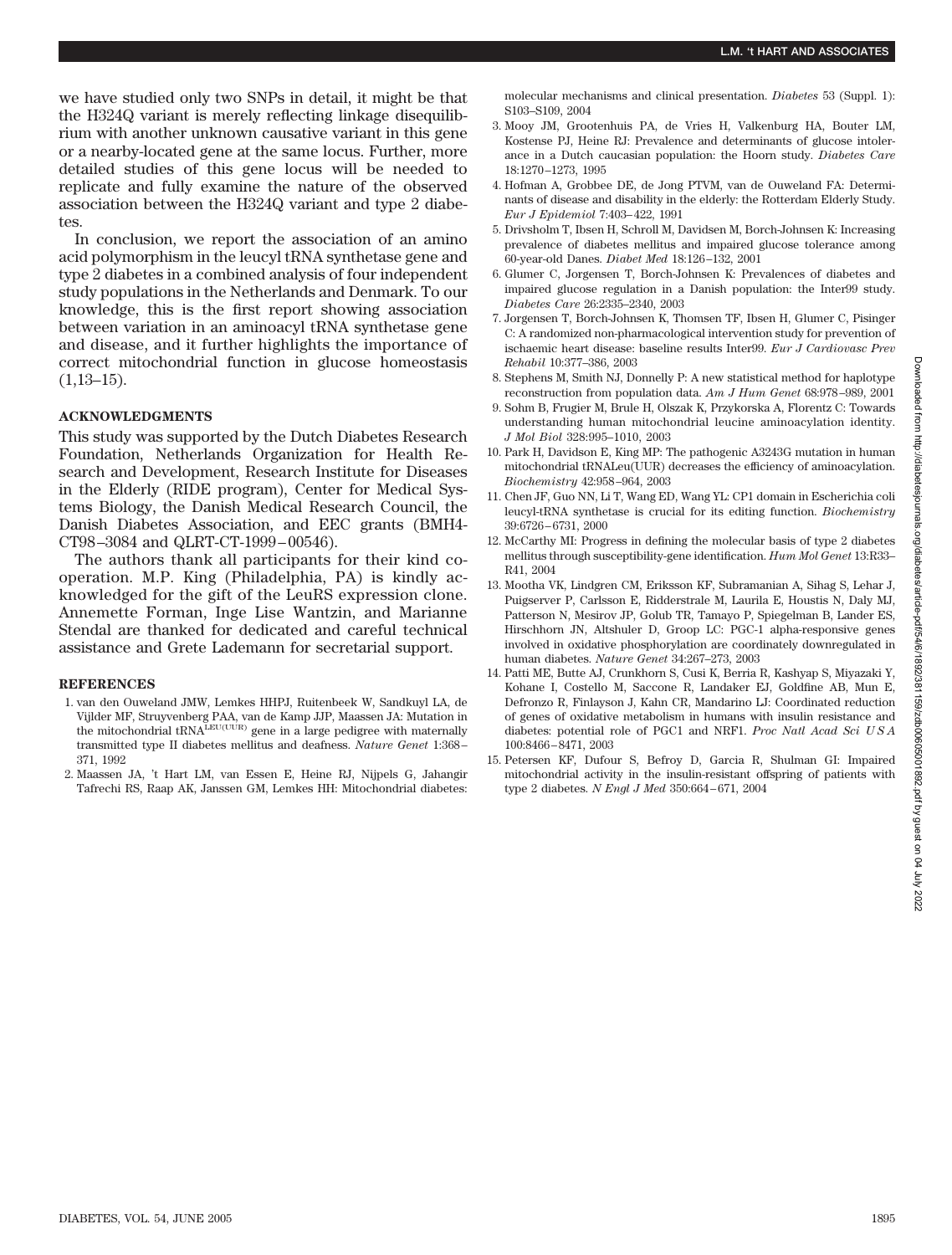we have studied only two SNPs in detail, it might be that the H324Q variant is merely reflecting linkage disequilibrium with another unknown causative variant in this gene or a nearby-located gene at the same locus. Further, more detailed studies of this gene locus will be needed to replicate and fully examine the nature of the observed association between the H324Q variant and type 2 diabetes.

In conclusion, we report the association of an amino acid polymorphism in the leucyl tRNA synthetase gene and type 2 diabetes in a combined analysis of four independent study populations in the Netherlands and Denmark. To our knowledge, this is the first report showing association between variation in an aminoacyl tRNA synthetase gene and disease, and it further highlights the importance of correct mitochondrial function in glucose homeostasis (1,13–15).

## ACKNOWLEDGMENTS

This study was supported by the Dutch Diabetes Research Foundation, Netherlands Organization for Health Research and Development, Research Institute for Diseases in the Elderly (RIDE program), Center for Medical Systems Biology, the Danish Medical Research Council, the Danish Diabetes Association, and EEC grants (BMH4-CT98–3084 and QLRT-CT-1999–00546).

The authors thank all participants for their kind cooperation. M.P. King (Philadelphia, PA) is kindly acknowledged for the gift of the LeuRS expression clone. Annemette Forman, Inge Lise Wantzin, and Marianne Stendal are thanked for dedicated and careful technical assistance and Grete Lademann for secretarial support.

## REFERENCES

1. van den Ouweland JMW, Lemkes HHPJ, Ruitenbeek W, Sandkuyl LA, de Vijlder MF, Struyvenberg PAA, van de Kamp JJP, Maassen JA: Mutation in the mitochondrial tRNA$^{LEU(UUR)}$ gene in a large pedigree with maternally transmitted type II diabetes mellitus and deafness. *Nature Genet* 1:368–371, 1992
2. Maassen JA, 't Hart LM, van Essen E, Heine RJ, Nijpels G, Jahangir Tafrechi RS, Raap AK, Janssen GM, Lemkes HH: Mitochondrial diabetes: molecular mechanisms and clinical presentation. *Diabetes* 53 (Suppl. 1): S103–S109, 2004
3. Mooy JM, Grootenhuis PA, de Vries H, Valkenburg HA, Bouter LM, Kostense PJ, Heine RJ: Prevalence and determinants of glucose intolerance in a Dutch caucasian population: the Hoorn study. *Diabetes Care* 18:1270–1273, 1995
4. Hofman A, Grobbee DE, de Jong PTVM, van de Ouweland FA: Determinants of disease and disability in the elderly: the Rotterdam Elderly Study. *Eur J Epidemiol* 7:403–422, 1991
5. Drivsholm T, Ibsen H, Schroll M, Davidsen M, Borch-Johnsen K: Increasing prevalence of diabetes mellitus and impaired glucose tolerance among 60-year-old Danes. *Diabet Med* 18:126–132, 2001
6. Glumer C, Jorgensen T, Borch-Johnsen K: Prevalences of diabetes and impaired glucose regulation in a Danish population: the Inter99 study. *Diabetes Care* 26:2335–2340, 2003
7. Jorgensen T, Borch-Johnsen K, Thomsen TF, Ibsen H, Glumer C, Pisinger C: A randomized non-pharmacological intervention study for prevention of ischaemic heart disease: baseline results Inter99. *Eur J Cardiovasc Prev Rehabil* 10:377–386, 2003
8. Stephens M, Smith NJ, Donnelly P: A new statistical method for haplotype reconstruction from population data. *Am J Hum Genet* 68:978–989, 2001
9. Sohm B, Frugier M, Brule H, Olszak K, Przykorska A, Florentz C: Towards understanding human mitochondrial leucine aminoacylation identity. *J Mol Biol* 328:995–1010, 2003
10. Park H, Davidson E, King MP: The pathogenic A3243G mutation in human mitochondrial tRNALeu(UUR) decreases the efficiency of aminoacylation. *Biochemistry* 42:958–964, 2003
11. Chen JF, Guo NN, Li T, Wang ED, Wang YL: CP1 domain in Escherichia coli leucyl-tRNA synthetase is crucial for its editing function. *Biochemistry* 39:6726–6731, 2000
12. McCarthy MI: Progress in defining the molecular basis of type 2 diabetes mellitus through susceptibility-gene identification. *Hum Mol Genet* 13:R33–R41, 2004
13. Mootha VK, Lindgren CM, Eriksson KF, Subramanian A, Sihag S, Lehar J, Puigserver P, Carlsson E, Ridderstrale M, Laurila E, Houstis N, Daly MJ, Patterson N, Mesirov JP, Golub TR, Tamayo P, Spiegelman B, Lander ES, Hirschhorn JN, Altshuler D, Groop LC: PGC-1 alpha-responsive genes involved in oxidative phosphorylation are coordinately downregulated in human diabetes. *Nature Genet* 34:267–273, 2003
14. Patti ME, Butte AJ, Crunkhorn S, Cusi K, Berria R, Kashyap S, Miyazaki Y, Kohane I, Costello M, Saccone R, Landaker EJ, Goldfine AB, Mun E, Defronzo R, Finlayson J, Kahn CR, Mandarino LJ: Coordinated reduction of genes of oxidative metabolism in humans with insulin resistance and diabetes: potential role of PGC1 and NRF1. *Proc Natl Acad Sci U S A* 100:8466–8471, 2003
15. Petersen KF, Dufour S, Befroy D, Garcia R, Shulman GI: Impaired mitochondrial activity in the insulin-resistant offspring of patients with type 2 diabetes. *N Engl J Med* 350:664–671, 2004